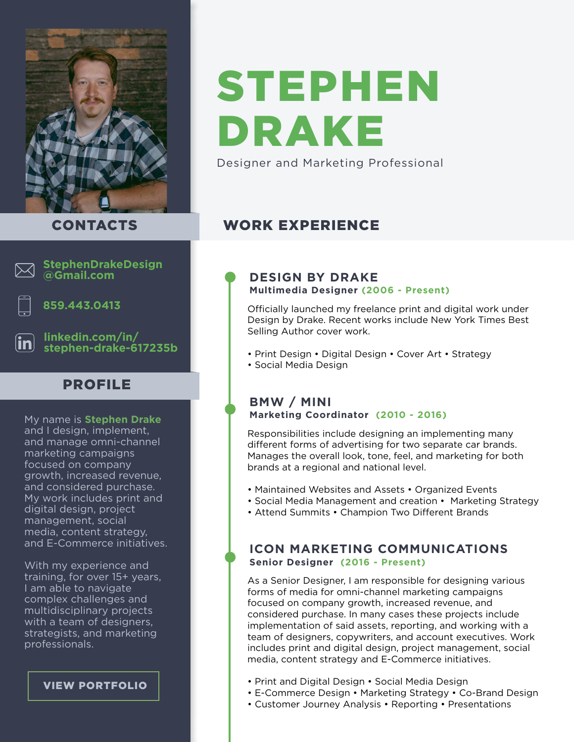# STEPHEN DRAKE

Designer and Marketing Professional

## CONTACTS

StephenDrakeDesign@Gmail.com

859.443.0413

linkedin.com/in/stephen-drake-617235b

## PROFILE

My name is **Stephen Drake** and I design, implement, and manage omni-channel marketing campaigns focused on company growth, increased revenue, and considered purchase. My work includes print and digital design, project management, social media, content strategy, and E-Commerce initiatives.

With my experience and training, for over 15+ years, I am able to navigate complex challenges and multidisciplinary projects with a team of designers, strategists, and marketing professionals.

**VIEW PORTFOLIO**

## WORK EXPERIENCE

### DESIGN BY DRAKE

**Multimedia Designer (2006 - Present)**

Officially launched my freelance print and digital work under Design by Drake. Recent works include New York Times Best Selling Author cover work.

- Print Design • Digital Design • Cover Art • Strategy
- Social Media Design

### BMW / MINI

**Marketing Coordinator (2010 - 2016)**

Responsibilities include designing an implementing many different forms of advertising for two separate car brands. Manages the overall look, tone, feel, and marketing for both brands at a regional and national level.

- Maintained Websites and Assets • Organized Events
- Social Media Management and creation • Marketing Strategy
- Attend Summits • Champion Two Different Brands

### ICON MARKETING COMMUNICATIONS

**Senior Designer (2016 - Present)**

As a Senior Designer, I am responsible for designing various forms of media for omni-channel marketing campaigns focused on company growth, increased revenue, and considered purchase. In many cases these projects include implementation of said assets, reporting, and working with a team of designers, copywriters, and account executives. Work includes print and digital design, project management, social media, content strategy and E-Commerce initiatives.

- Print and Digital Design • Social Media Design
- E-Commerce Design • Marketing Strategy • Co-Brand Design
- Customer Journey Analysis • Reporting • Presentations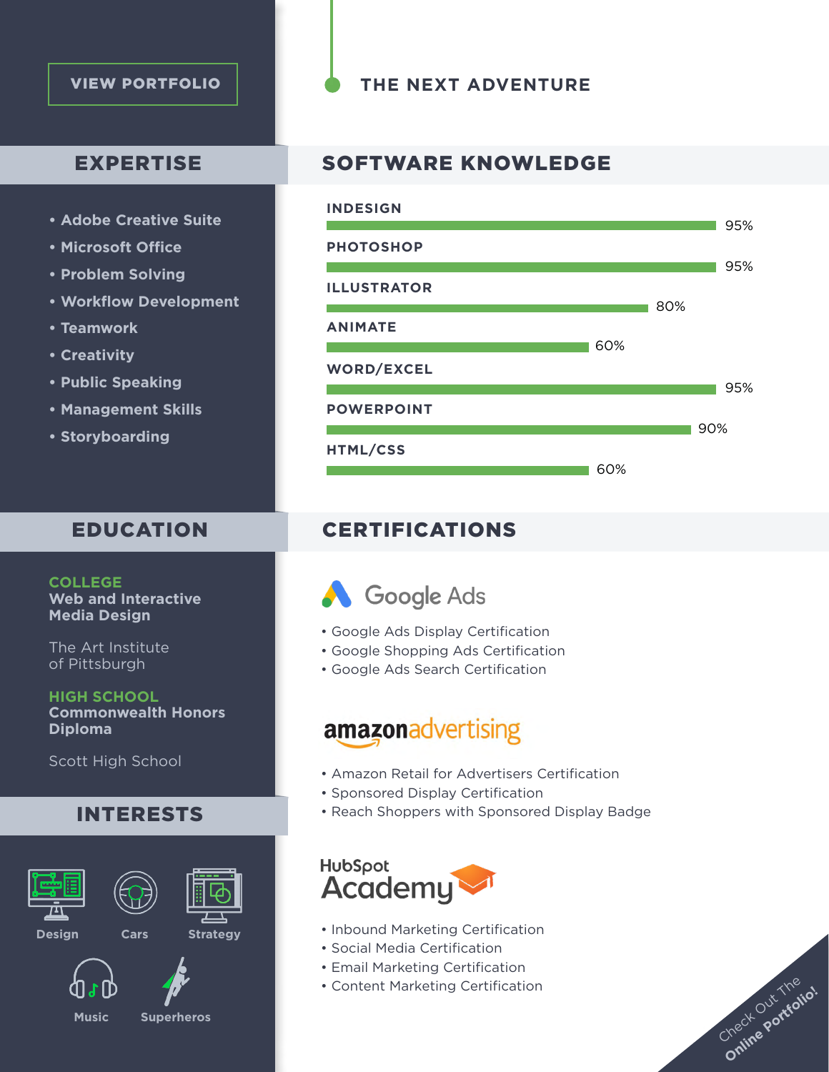VIEW PORTFOLIO

THE NEXT ADVENTURE

## EXPERTISE

- Adobe Creative Suite
- Microsoft Office
- Problem Solving
- Workflow Development
- Teamwork
- Creativity
- Public Speaking
- Management Skills
- Storyboarding

## SOFTWARE KNOWLEDGE

INDESIGN
95%

PHOTOSHOP
95%

ILLUSTRATOR
80%

ANIMATE
60%

WORD/EXCEL
95%

POWERPOINT
90%

HTML/CSS
60%

## EDUCATION

**COLLEGE**
**Web and Interactive Media Design**

The Art Institute of Pittsburgh

**HIGH SCHOOL**
**Commonwealth Honors Diploma**

Scott High School

## CERTIFICATIONS

Google Ads

- Google Ads Display Certification
- Google Shopping Ads Certification
- Google Ads Search Certification

amazonadvertising

- Amazon Retail for Advertisers Certification
- Sponsored Display Certification
- Reach Shoppers with Sponsored Display Badge

HubSpot Academy

- Inbound Marketing Certification
- Social Media Certification
- Email Marketing Certification
- Content Marketing Certification

## INTERESTS

Design
Cars
Strategy
Music
Superheros

Check Out The **Online Portfolio!**